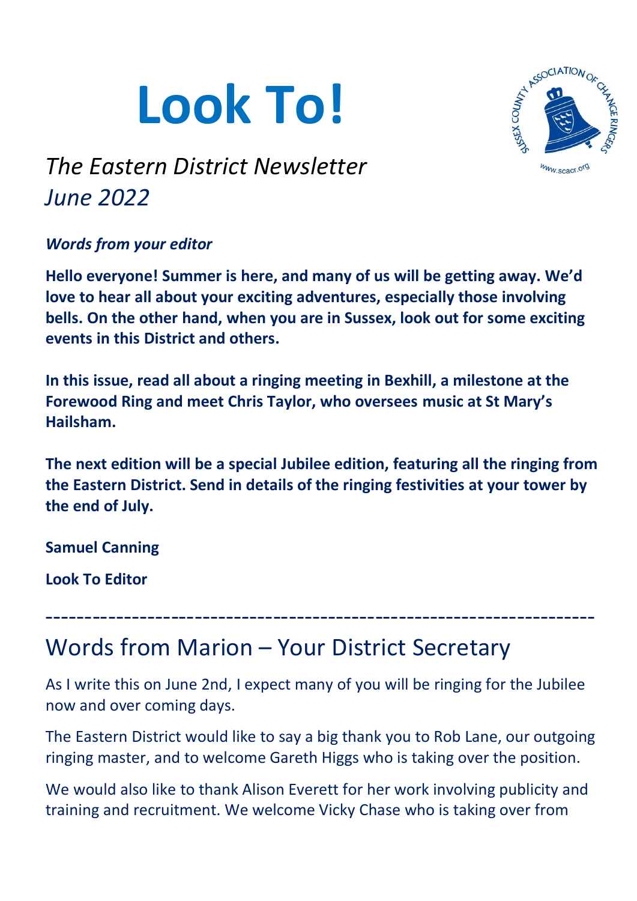# Look To!

*The Eastern District Newsletter*
*June 2022*

***Words from your editor***

**Hello everyone! Summer is here, and many of us will be getting away. We'd love to hear all about your exciting adventures, especially those involving bells. On the other hand, when you are in Sussex, look out for some exciting events in this District and others.**

**In this issue, read all about a ringing meeting in Bexhill, a milestone at the Forewood Ring and meet Chris Taylor, who oversees music at St Mary's Hailsham.**

**The next edition will be a special Jubilee edition, featuring all the ringing from the Eastern District. Send in details of the ringing festivities at your tower by the end of July.**

**Samuel Canning**

**Look To Editor**

---

## Words from Marion – Your District Secretary

As I write this on June 2nd, I expect many of you will be ringing for the Jubilee now and over coming days.

The Eastern District would like to say a big thank you to Rob Lane, our outgoing ringing master, and to welcome Gareth Higgs who is taking over the position.

We would also like to thank Alison Everett for her work involving publicity and training and recruitment. We welcome Vicky Chase who is taking over from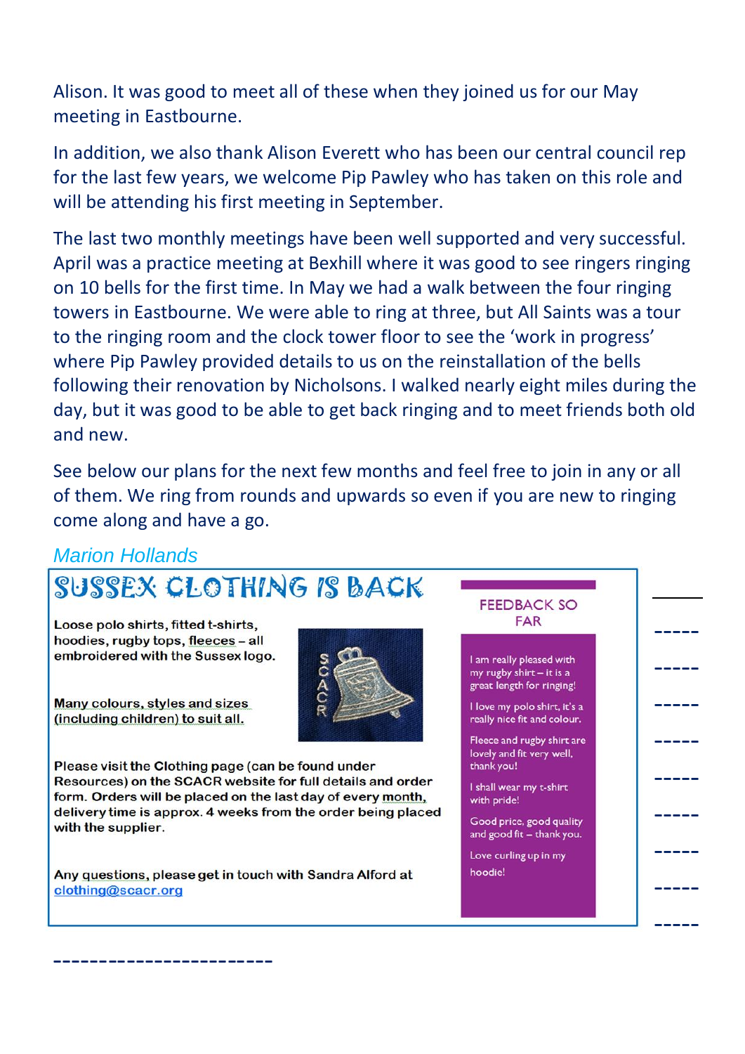Alison. It was good to meet all of these when they joined us for our May meeting in Eastbourne.

In addition, we also thank Alison Everett who has been our central council rep for the last few years, we welcome Pip Pawley who has taken on this role and will be attending his first meeting in September.

The last two monthly meetings have been well supported and very successful. April was a practice meeting at Bexhill where it was good to see ringers ringing on 10 bells for the first time. In May we had a walk between the four ringing towers in Eastbourne. We were able to ring at three, but All Saints was a tour to the ringing room and the clock tower floor to see the 'work in progress' where Pip Pawley provided details to us on the reinstallation of the bells following their renovation by Nicholsons. I walked nearly eight miles during the day, but it was good to be able to get back ringing and to meet friends both old and new.

See below our plans for the next few months and feel free to join in any or all of them. We ring from rounds and upwards so even if you are new to ringing come along and have a go.

*Marion Hollands*

## SUSSEX CLOTHING IS BACK

**Loose polo shirts, fitted t-shirts, hoodies, rugby tops, fleeces – all embroidered with the Sussex logo.**

**Many colours, styles and sizes (including children) to suit all.**

**Please visit the Clothing page (can be found under Resources) on the SCACR website for full details and order form. Orders will be placed on the last day of every month, delivery time is approx. 4 weeks from the order being placed with the supplier.**

**Any questions, please get in touch with Sandra Alford at [clothing@scacr.org](mailto:clothing@scacr.org)**

### FEEDBACK SO FAR

I am really pleased with my rugby shirt – it is a great length for ringing!

I love my polo shirt, it's a really nice fit and colour.

Fleece and rugby shirt are lovely and fit very well, thank you!

I shall wear my t-shirt with pride!

Good price, good quality and good fit – thank you.

Love curling up in my hoodie!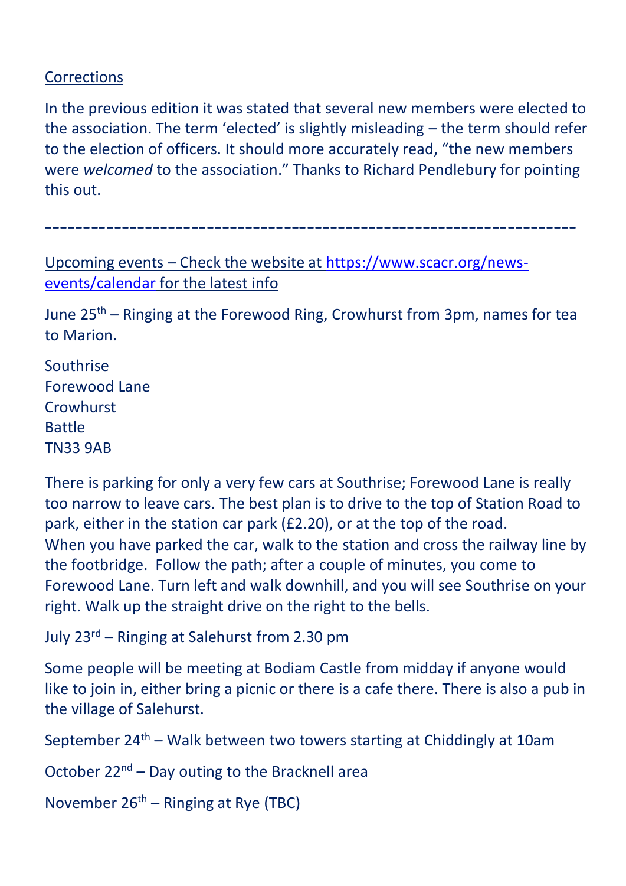Corrections

In the previous edition it was stated that several new members were elected to the association. The term 'elected' is slightly misleading – the term should refer to the election of officers. It should more accurately read, "the new members were *welcomed* to the association." Thanks to Richard Pendlebury for pointing this out.

---

Upcoming events – Check the website at https://www.scacr.org/news-events/calendar for the latest info

June 25th – Ringing at the Forewood Ring, Crowhurst from 3pm, names for tea to Marion.

Southrise
Forewood Lane
Crowhurst
Battle
TN33 9AB

There is parking for only a very few cars at Southrise; Forewood Lane is really too narrow to leave cars. The best plan is to drive to the top of Station Road to park, either in the station car park (£2.20), or at the top of the road.
When you have parked the car, walk to the station and cross the railway line by the footbridge. Follow the path; after a couple of minutes, you come to Forewood Lane. Turn left and walk downhill, and you will see Southrise on your right. Walk up the straight drive on the right to the bells.

July 23rd – Ringing at Salehurst from 2.30 pm

Some people will be meeting at Bodiam Castle from midday if anyone would like to join in, either bring a picnic or there is a cafe there. There is also a pub in the village of Salehurst.

September 24th – Walk between two towers starting at Chiddingly at 10am

October 22nd – Day outing to the Bracknell area

November 26th – Ringing at Rye (TBC)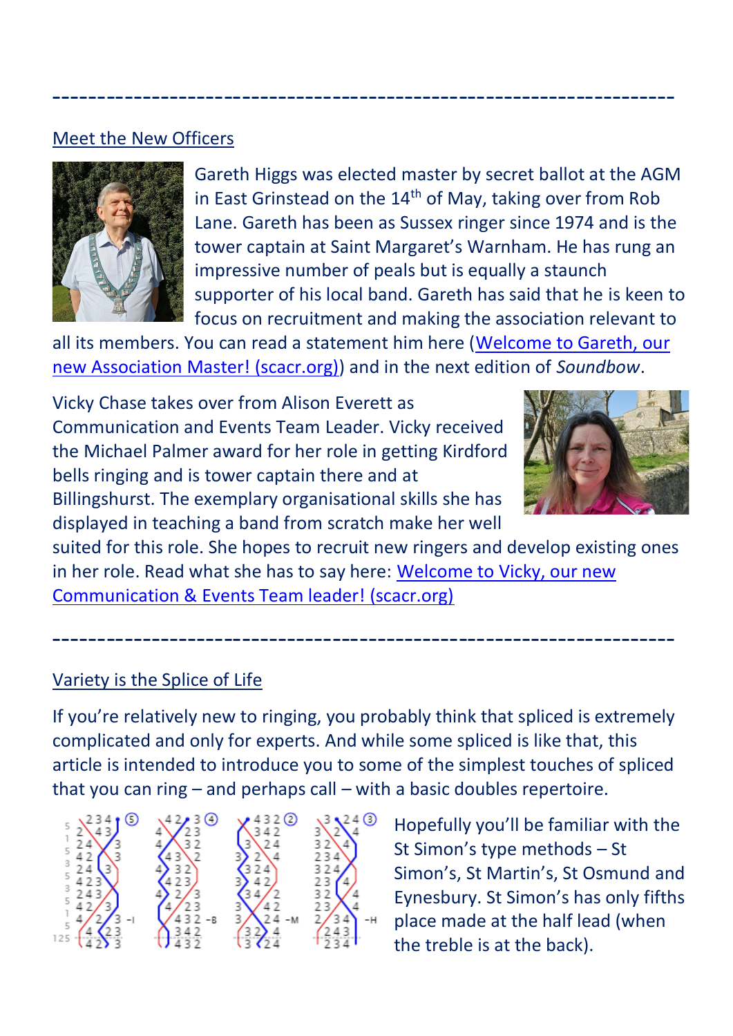---

## Meet the New Officers

Gareth Higgs was elected master by secret ballot at the AGM in East Grinstead on the 14th of May, taking over from Rob Lane. Gareth has been as Sussex ringer since 1974 and is the tower captain at Saint Margaret's Warnham. He has rung an impressive number of peals but is equally a staunch supporter of his local band. Gareth has said that he is keen to focus on recruitment and making the association relevant to all its members. You can read a statement him here (Welcome to Gareth, our new Association Master! (scacr.org)) and in the next edition of *Soundbow*.

Vicky Chase takes over from Alison Everett as Communication and Events Team Leader. Vicky received the Michael Palmer award for her role in getting Kirdford bells ringing and is tower captain there and at Billingshurst. The exemplary organisational skills she has displayed in teaching a band from scratch make her well suited for this role. She hopes to recruit new ringers and develop existing ones in her role. Read what she has to say here: Welcome to Vicky, our new Communication & Events Team leader! (scacr.org)

---

## Variety is the Splice of Life

If you're relatively new to ringing, you probably think that spliced is extremely complicated and only for experts. And while some spliced is like that, this article is intended to introduce you to some of the simplest touches of spliced that you can ring – and perhaps call – with a basic doubles repertoire.

Hopefully you'll be familiar with the St Simon's type methods – St Simon's, St Martin's, St Osmund and Eynesbury. St Simon's has only fifths place made at the half lead (when the treble is at the back).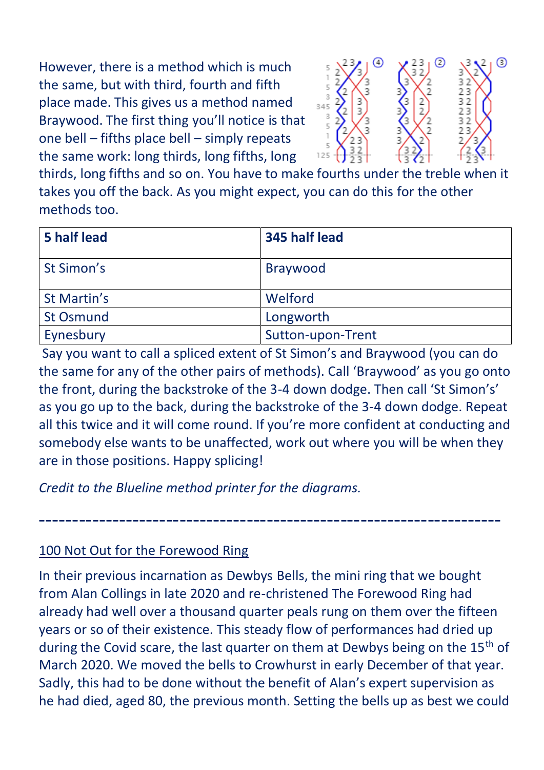However, there is a method which is much the same, but with third, fourth and fifth place made. This gives us a method named Braywood. The first thing you'll notice is that one bell – fifths place bell – simply repeats the same work: long thirds, long fifths, long thirds, long fifths and so on. You have to make fourths under the treble when it takes you off the back. As you might expect, you can do this for the other methods too.

| 5 half lead | 345 half lead |
|---|---|
| St Simon's | Braywood |
| St Martin's | Welford |
| St Osmund | Longworth |
| Eynesbury | Sutton-upon-Trent |

Say you want to call a spliced extent of St Simon's and Braywood (you can do the same for any of the other pairs of methods). Call 'Braywood' as you go onto the front, during the backstroke of the 3-4 down dodge. Then call 'St Simon's' as you go up to the back, during the backstroke of the 3-4 down dodge. Repeat all this twice and it will come round. If you're more confident at conducting and somebody else wants to be unaffected, work out where you will be when they are in those positions. Happy splicing!

*Credit to the Blueline method printer for the diagrams.*

---

## 100 Not Out for the Forewood Ring

In their previous incarnation as Dewbys Bells, the mini ring that we bought from Alan Collings in late 2020 and re-christened The Forewood Ring had already had well over a thousand quarter peals rung on them over the fifteen years or so of their existence. This steady flow of performances had dried up during the Covid scare, the last quarter on them at Dewbys being on the 15th of March 2020. We moved the bells to Crowhurst in early December of that year. Sadly, this had to be done without the benefit of Alan's expert supervision as he had died, aged 80, the previous month. Setting the bells up as best we could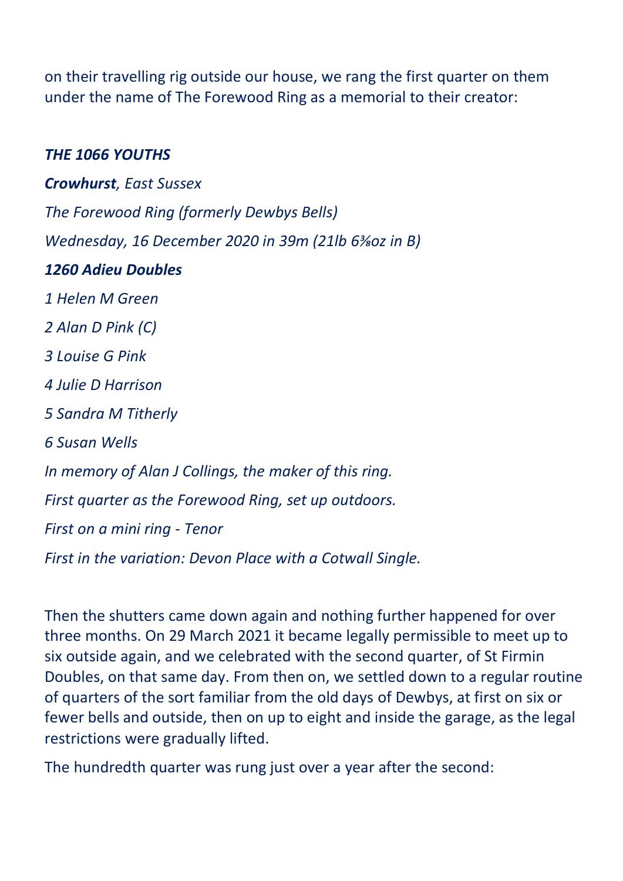on their travelling rig outside our house, we rang the first quarter on them under the name of The Forewood Ring as a memorial to their creator:

***THE 1066 YOUTHS***

***Crowhurst**, East Sussex*

*The Forewood Ring (formerly Dewbys Bells)*

*Wednesday, 16 December 2020 in 39m (21lb 6⅜oz in B)*

***1260 Adieu Doubles***

*1 Helen M Green*

*2 Alan D Pink (C)*

*3 Louise G Pink*

*4 Julie D Harrison*

*5 Sandra M Titherly*

*6 Susan Wells*

*In memory of Alan J Collings, the maker of this ring.*

*First quarter as the Forewood Ring, set up outdoors.*

*First on a mini ring - Tenor*

*First in the variation: Devon Place with a Cotwall Single.*

Then the shutters came down again and nothing further happened for over three months. On 29 March 2021 it became legally permissible to meet up to six outside again, and we celebrated with the second quarter, of St Firmin Doubles, on that same day. From then on, we settled down to a regular routine of quarters of the sort familiar from the old days of Dewbys, at first on six or fewer bells and outside, then on up to eight and inside the garage, as the legal restrictions were gradually lifted.

The hundredth quarter was rung just over a year after the second: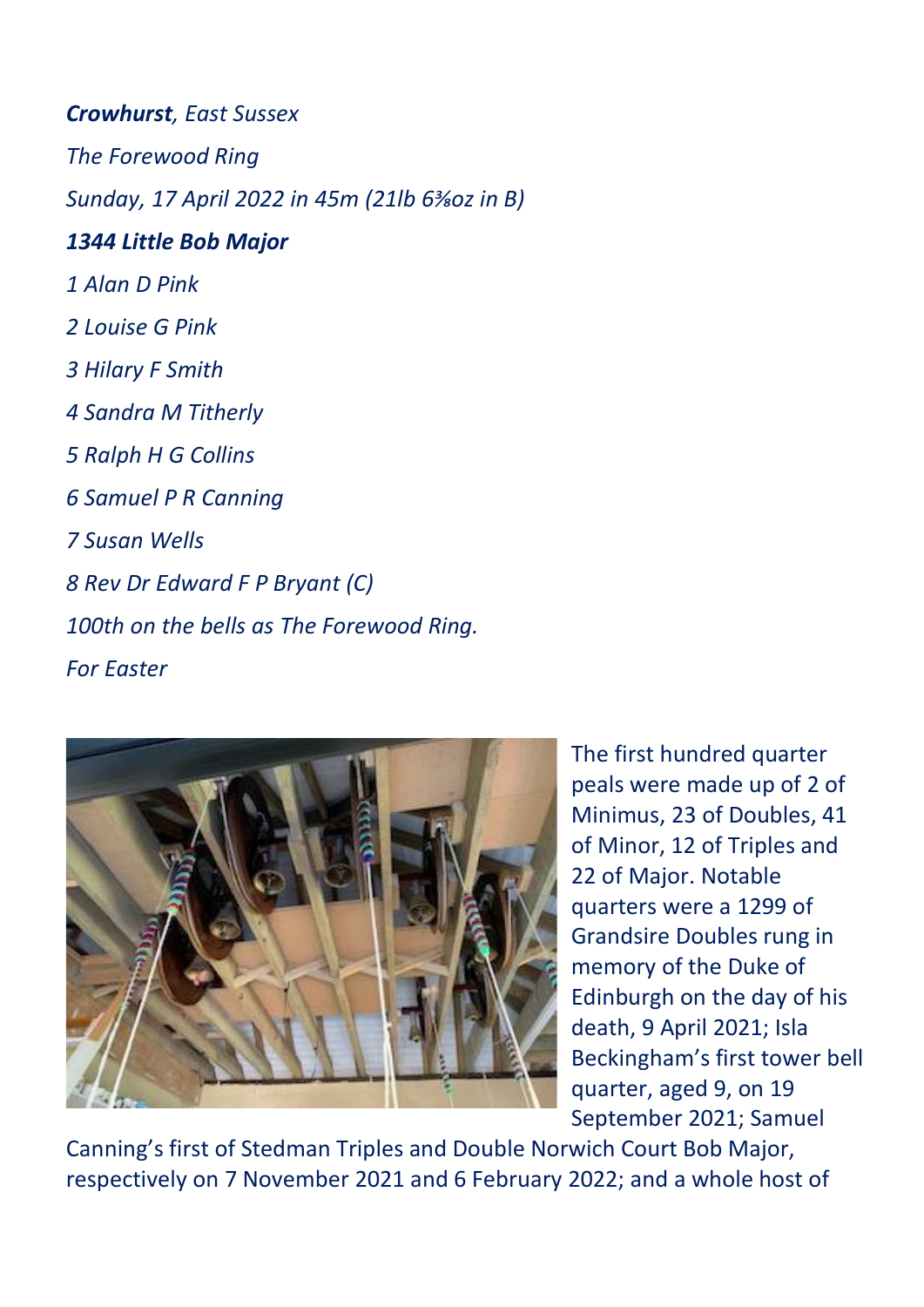***Crowhurst**, East Sussex*

*The Forewood Ring*

*Sunday, 17 April 2022 in 45m (21lb 6⅜oz in B)*

***1344 Little Bob Major***

*1 Alan D Pink*

*2 Louise G Pink*

*3 Hilary F Smith*

*4 Sandra M Titherly*

*5 Ralph H G Collins*

*6 Samuel P R Canning*

*7 Susan Wells*

*8 Rev Dr Edward F P Bryant (C)*

*100th on the bells as The Forewood Ring.*

*For Easter*

The first hundred quarter peals were made up of 2 of Minimus, 23 of Doubles, 41 of Minor, 12 of Triples and 22 of Major. Notable quarters were a 1299 of Grandsire Doubles rung in memory of the Duke of Edinburgh on the day of his death, 9 April 2021; Isla Beckingham's first tower bell quarter, aged 9, on 19 September 2021; Samuel Canning's first of Stedman Triples and Double Norwich Court Bob Major, respectively on 7 November 2021 and 6 February 2022; and a whole host of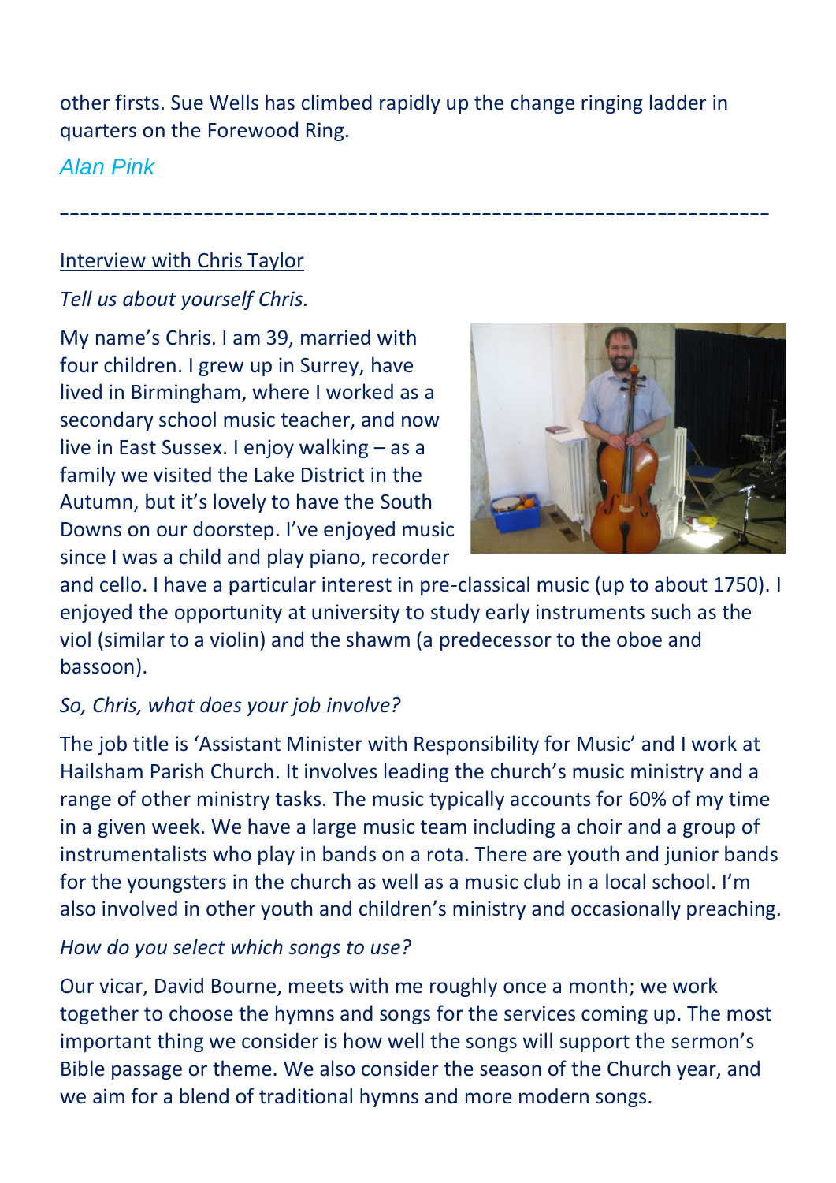other firsts. Sue Wells has climbed rapidly up the change ringing ladder in quarters on the Forewood Ring.

*Alan Pink*

---

Interview with Chris Taylor

*Tell us about yourself Chris.*

My name's Chris. I am 39, married with four children. I grew up in Surrey, have lived in Birmingham, where I worked as a secondary school music teacher, and now live in East Sussex. I enjoy walking – as a family we visited the Lake District in the Autumn, but it's lovely to have the South Downs on our doorstep. I've enjoyed music since I was a child and play piano, recorder and cello. I have a particular interest in pre-classical music (up to about 1750). I enjoyed the opportunity at university to study early instruments such as the viol (similar to a violin) and the shawm (a predecessor to the oboe and bassoon).

*So, Chris, what does your job involve?*

The job title is 'Assistant Minister with Responsibility for Music' and I work at Hailsham Parish Church. It involves leading the church's music ministry and a range of other ministry tasks. The music typically accounts for 60% of my time in a given week. We have a large music team including a choir and a group of instrumentalists who play in bands on a rota. There are youth and junior bands for the youngsters in the church as well as a music club in a local school. I'm also involved in other youth and children's ministry and occasionally preaching.

*How do you select which songs to use?*

Our vicar, David Bourne, meets with me roughly once a month; we work together to choose the hymns and songs for the services coming up. The most important thing we consider is how well the songs will support the sermon's Bible passage or theme. We also consider the season of the Church year, and we aim for a blend of traditional hymns and more modern songs.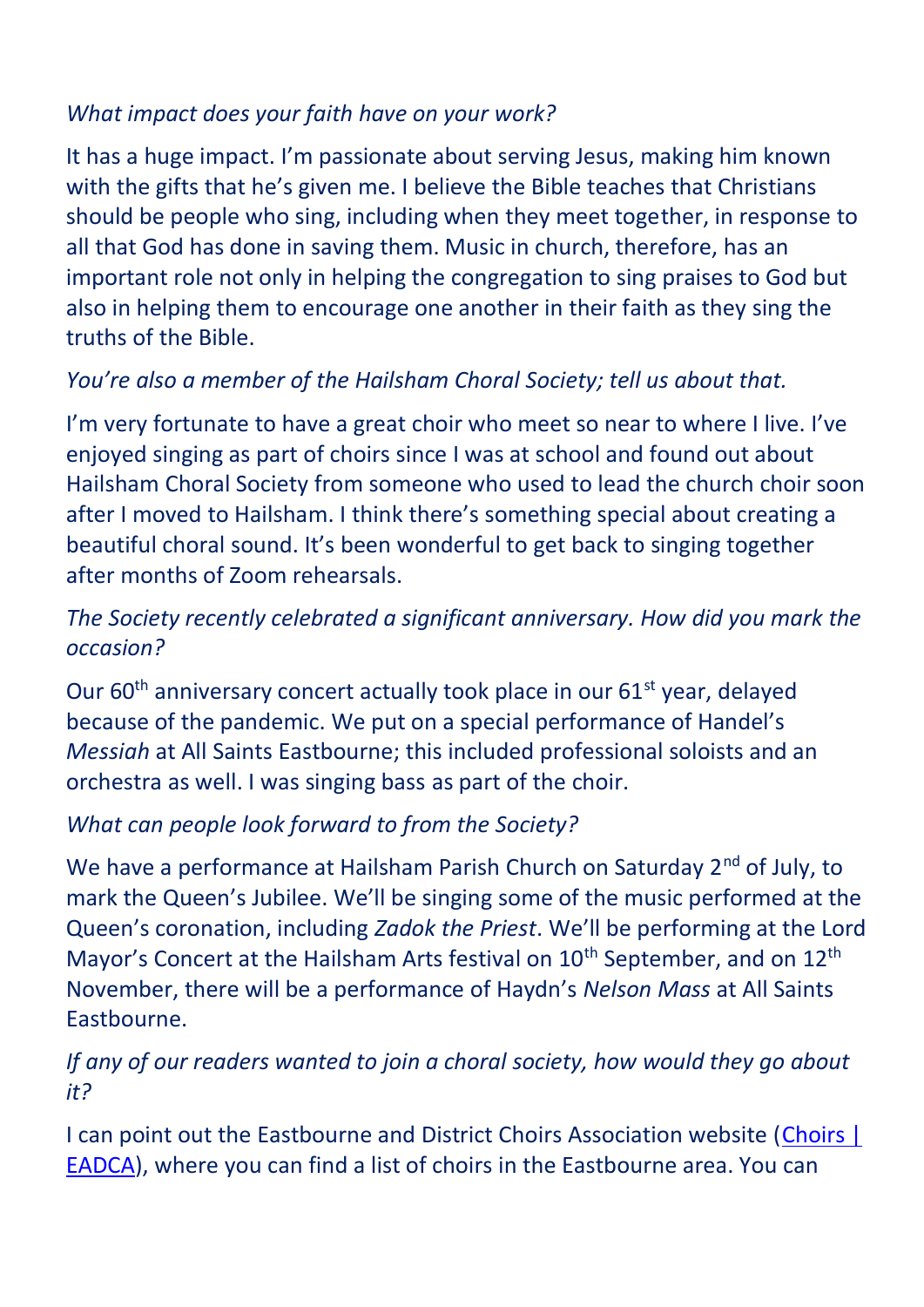*What impact does your faith have on your work?*

It has a huge impact. I'm passionate about serving Jesus, making him known with the gifts that he's given me. I believe the Bible teaches that Christians should be people who sing, including when they meet together, in response to all that God has done in saving them. Music in church, therefore, has an important role not only in helping the congregation to sing praises to God but also in helping them to encourage one another in their faith as they sing the truths of the Bible.

*You're also a member of the Hailsham Choral Society; tell us about that.*

I'm very fortunate to have a great choir who meet so near to where I live. I've enjoyed singing as part of choirs since I was at school and found out about Hailsham Choral Society from someone who used to lead the church choir soon after I moved to Hailsham. I think there's something special about creating a beautiful choral sound. It's been wonderful to get back to singing together after months of Zoom rehearsals.

*The Society recently celebrated a significant anniversary. How did you mark the occasion?*

Our 60th anniversary concert actually took place in our 61st year, delayed because of the pandemic. We put on a special performance of Handel's *Messiah* at All Saints Eastbourne; this included professional soloists and an orchestra as well. I was singing bass as part of the choir.

*What can people look forward to from the Society?*

We have a performance at Hailsham Parish Church on Saturday 2nd of July, to mark the Queen's Jubilee. We'll be singing some of the music performed at the Queen's coronation, including *Zadok the Priest*. We'll be performing at the Lord Mayor's Concert at the Hailsham Arts festival on 10th September, and on 12th November, there will be a performance of Haydn's *Nelson Mass* at All Saints Eastbourne.

*If any of our readers wanted to join a choral society, how would they go about it?*

I can point out the Eastbourne and District Choirs Association website (Choirs | EADCA), where you can find a list of choirs in the Eastbourne area. You can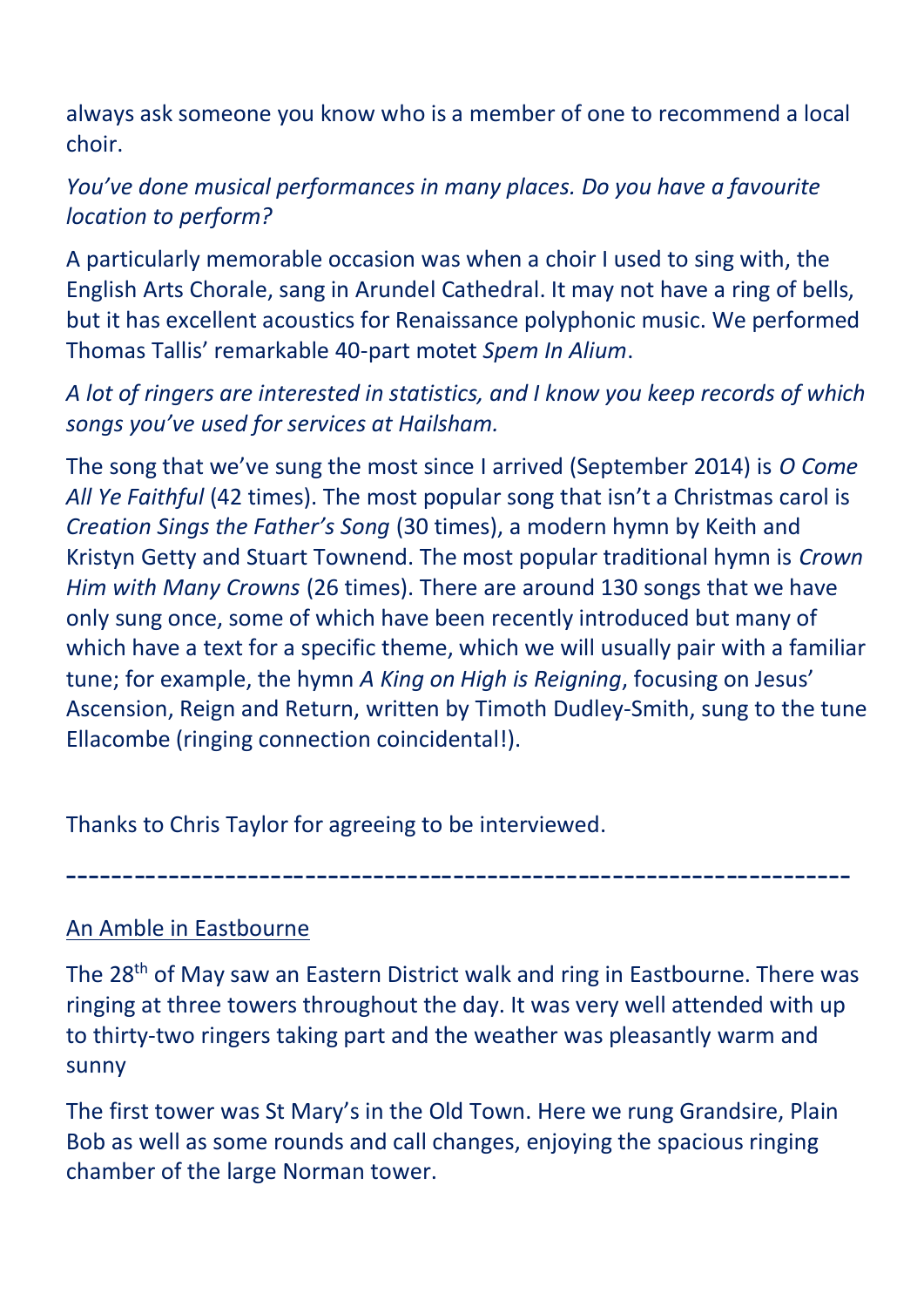always ask someone you know who is a member of one to recommend a local choir.

*You've done musical performances in many places. Do you have a favourite location to perform?*

A particularly memorable occasion was when a choir I used to sing with, the English Arts Chorale, sang in Arundel Cathedral. It may not have a ring of bells, but it has excellent acoustics for Renaissance polyphonic music. We performed Thomas Tallis' remarkable 40-part motet *Spem In Alium*.

*A lot of ringers are interested in statistics, and I know you keep records of which songs you've used for services at Hailsham.*

The song that we've sung the most since I arrived (September 2014) is *O Come All Ye Faithful* (42 times). The most popular song that isn't a Christmas carol is *Creation Sings the Father's Song* (30 times), a modern hymn by Keith and Kristyn Getty and Stuart Townend. The most popular traditional hymn is *Crown Him with Many Crowns* (26 times). There are around 130 songs that we have only sung once, some of which have been recently introduced but many of which have a text for a specific theme, which we will usually pair with a familiar tune; for example, the hymn *A King on High is Reigning*, focusing on Jesus' Ascension, Reign and Return, written by Timoth Dudley-Smith, sung to the tune Ellacombe (ringing connection coincidental!).

Thanks to Chris Taylor for agreeing to be interviewed.

---

<u>An Amble in Eastbourne</u>

The 28th of May saw an Eastern District walk and ring in Eastbourne. There was ringing at three towers throughout the day. It was very well attended with up to thirty-two ringers taking part and the weather was pleasantly warm and sunny

The first tower was St Mary's in the Old Town. Here we rung Grandsire, Plain Bob as well as some rounds and call changes, enjoying the spacious ringing chamber of the large Norman tower.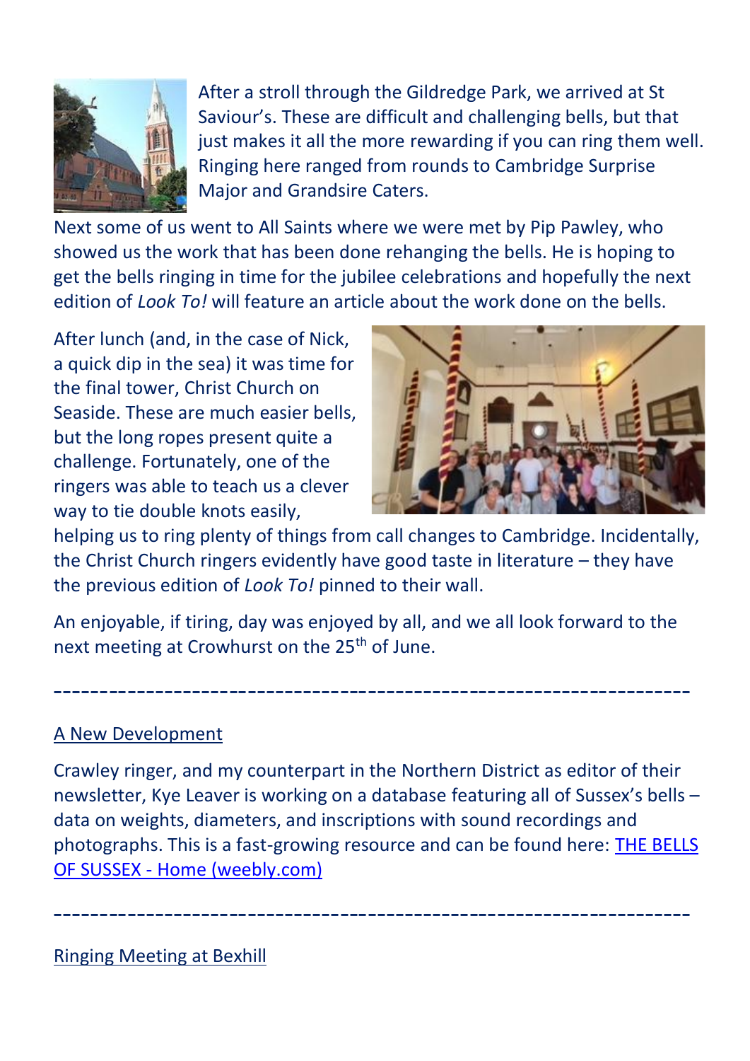After a stroll through the Gildredge Park, we arrived at St Saviour's. These are difficult and challenging bells, but that just makes it all the more rewarding if you can ring them well. Ringing here ranged from rounds to Cambridge Surprise Major and Grandsire Caters.

Next some of us went to All Saints where we were met by Pip Pawley, who showed us the work that has been done rehanging the bells. He is hoping to get the bells ringing in time for the jubilee celebrations and hopefully the next edition of *Look To!* will feature an article about the work done on the bells.

After lunch (and, in the case of Nick, a quick dip in the sea) it was time for the final tower, Christ Church on Seaside. These are much easier bells, but the long ropes present quite a challenge. Fortunately, one of the ringers was able to teach us a clever way to tie double knots easily, helping us to ring plenty of things from call changes to Cambridge. Incidentally, the Christ Church ringers evidently have good taste in literature – they have the previous edition of *Look To!* pinned to their wall.

An enjoyable, if tiring, day was enjoyed by all, and we all look forward to the next meeting at Crowhurst on the 25th of June.

---

## A New Development

Crawley ringer, and my counterpart in the Northern District as editor of their newsletter, Kye Leaver is working on a database featuring all of Sussex's bells – data on weights, diameters, and inscriptions with sound recordings and photographs. This is a fast-growing resource and can be found here: THE BELLS OF SUSSEX - Home (weebly.com)

---

## Ringing Meeting at Bexhill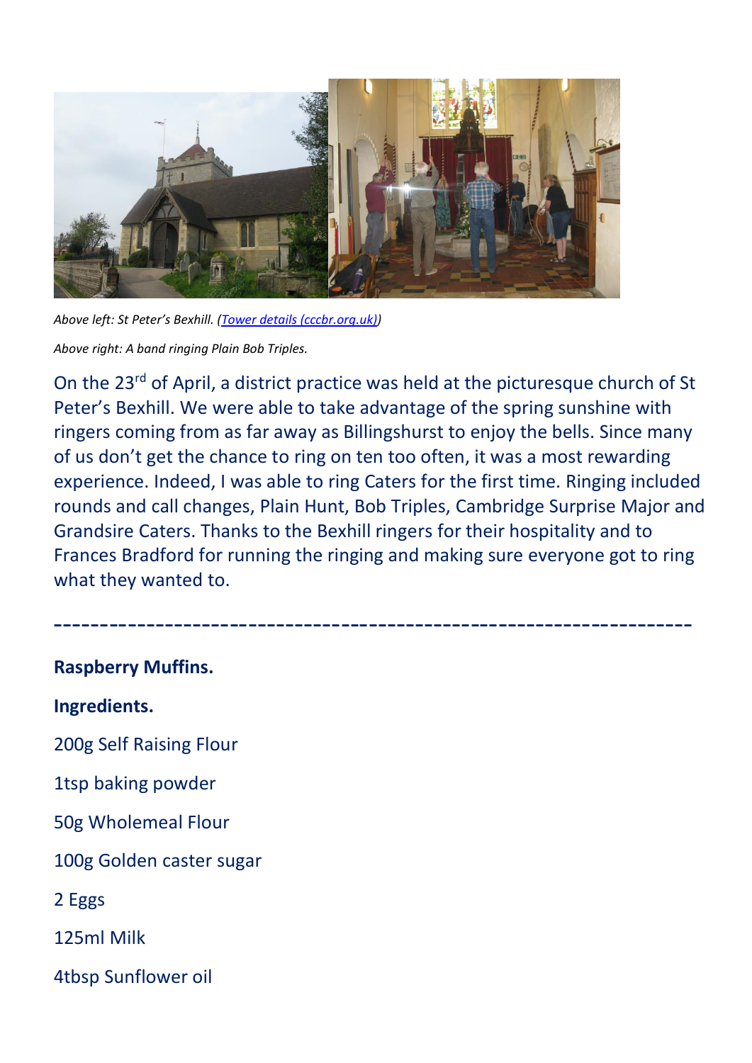*Above left: St Peter's Bexhill. (Tower details (cccbr.org.uk))*

*Above right: A band ringing Plain Bob Triples.*

On the 23rd of April, a district practice was held at the picturesque church of St Peter's Bexhill. We were able to take advantage of the spring sunshine with ringers coming from as far away as Billingshurst to enjoy the bells. Since many of us don't get the chance to ring on ten too often, it was a most rewarding experience. Indeed, I was able to ring Caters for the first time. Ringing included rounds and call changes, Plain Hunt, Bob Triples, Cambridge Surprise Major and Grandsire Caters. Thanks to the Bexhill ringers for their hospitality and to Frances Bradford for running the ringing and making sure everyone got to ring what they wanted to.

---

**Raspberry Muffins.**

**Ingredients.**

200g Self Raising Flour

1tsp baking powder

50g Wholemeal Flour

100g Golden caster sugar

2 Eggs

125ml Milk

4tbsp Sunflower oil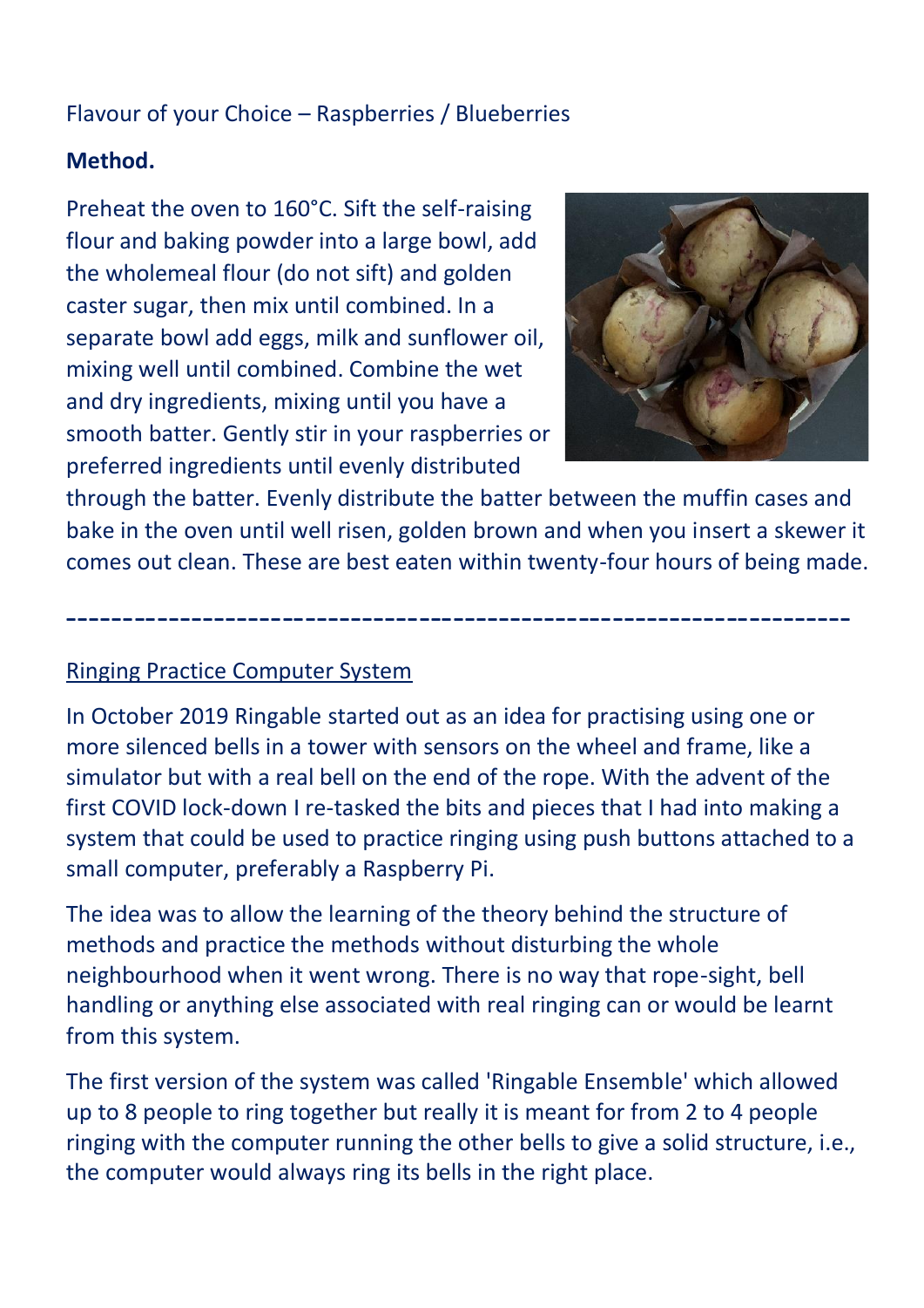Flavour of your Choice – Raspberries / Blueberries

**Method.**

Preheat the oven to 160°C. Sift the self-raising flour and baking powder into a large bowl, add the wholemeal flour (do not sift) and golden caster sugar, then mix until combined. In a separate bowl add eggs, milk and sunflower oil, mixing well until combined. Combine the wet and dry ingredients, mixing until you have a smooth batter. Gently stir in your raspberries or preferred ingredients until evenly distributed through the batter. Evenly distribute the batter between the muffin cases and bake in the oven until well risen, golden brown and when you insert a skewer it comes out clean. These are best eaten within twenty-four hours of being made.

---

## Ringing Practice Computer System

In October 2019 Ringable started out as an idea for practising using one or more silenced bells in a tower with sensors on the wheel and frame, like a simulator but with a real bell on the end of the rope. With the advent of the first COVID lock-down I re-tasked the bits and pieces that I had into making a system that could be used to practice ringing using push buttons attached to a small computer, preferably a Raspberry Pi.

The idea was to allow the learning of the theory behind the structure of methods and practice the methods without disturbing the whole neighbourhood when it went wrong. There is no way that rope-sight, bell handling or anything else associated with real ringing can or would be learnt from this system.

The first version of the system was called 'Ringable Ensemble' which allowed up to 8 people to ring together but really it is meant for from 2 to 4 people ringing with the computer running the other bells to give a solid structure, i.e., the computer would always ring its bells in the right place.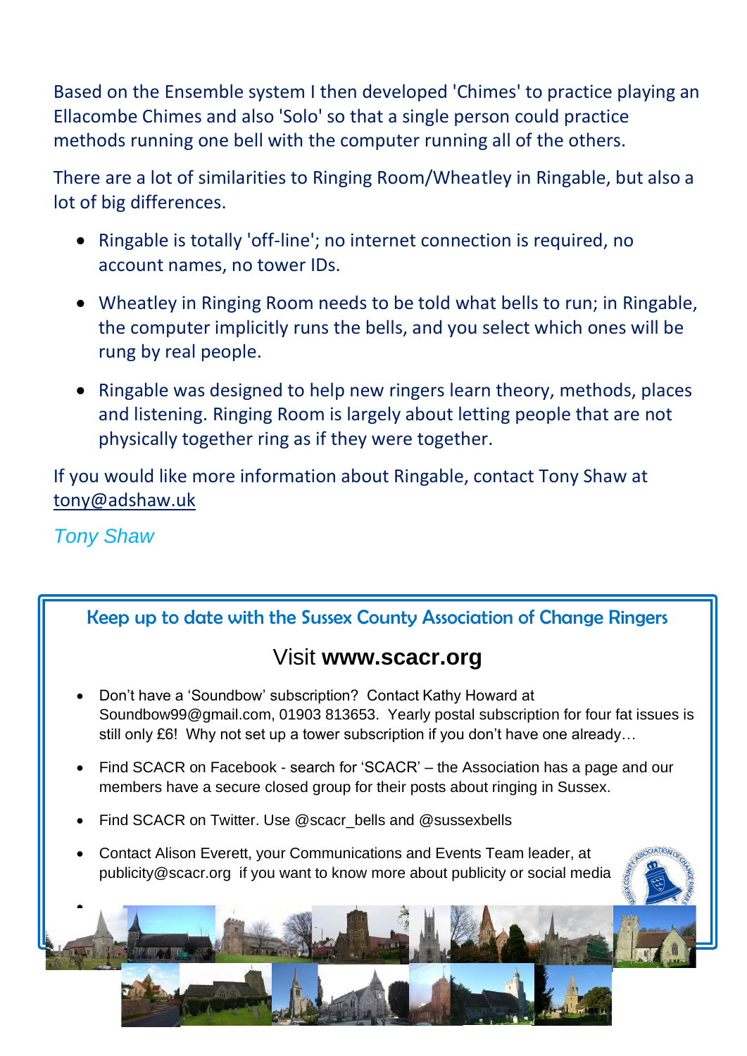Based on the Ensemble system I then developed 'Chimes' to practice playing an Ellacombe Chimes and also 'Solo' so that a single person could practice methods running one bell with the computer running all of the others.

There are a lot of similarities to Ringing Room/Wheatley in Ringable, but also a lot of big differences.

- Ringable is totally 'off-line'; no internet connection is required, no account names, no tower IDs.
- Wheatley in Ringing Room needs to be told what bells to run; in Ringable, the computer implicitly runs the bells, and you select which ones will be rung by real people.
- Ringable was designed to help new ringers learn theory, methods, places and listening. Ringing Room is largely about letting people that are not physically together ring as if they were together.

If you would like more information about Ringable, contact Tony Shaw at tony@adshaw.uk

*Tony Shaw*

## Keep up to date with the Sussex County Association of Change Ringers

Visit **www.scacr.org**

- Don't have a 'Soundbow' subscription? Contact Kathy Howard at Soundbow99@gmail.com, 01903 813653. Yearly postal subscription for four fat issues is still only £6! Why not set up a tower subscription if you don't have one already…
- Find SCACR on Facebook - search for 'SCACR' – the Association has a page and our members have a secure closed group for their posts about ringing in Sussex.
- Find SCACR on Twitter. Use @scacr_bells and @sussexbells
- Contact Alison Everett, your Communications and Events Team leader, at publicity@scacr.org if you want to know more about publicity or social media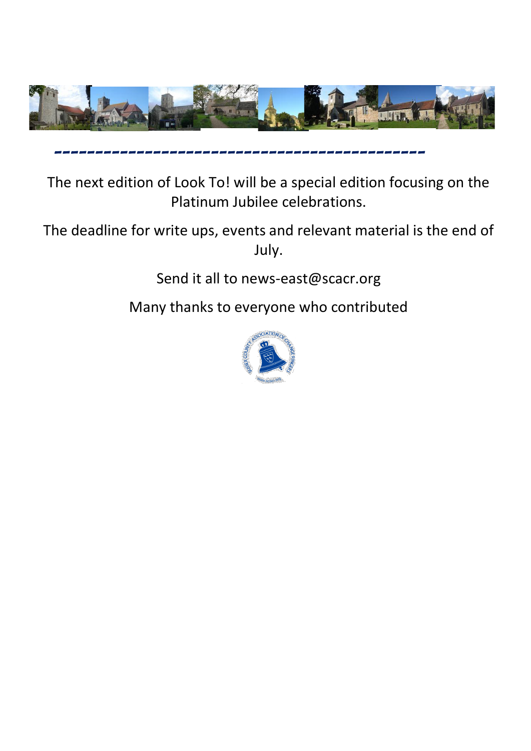The next edition of Look To! will be a special edition focusing on the Platinum Jubilee celebrations.

The deadline for write ups, events and relevant material is the end of July.

Send it all to news-east@scacr.org

Many thanks to everyone who contributed